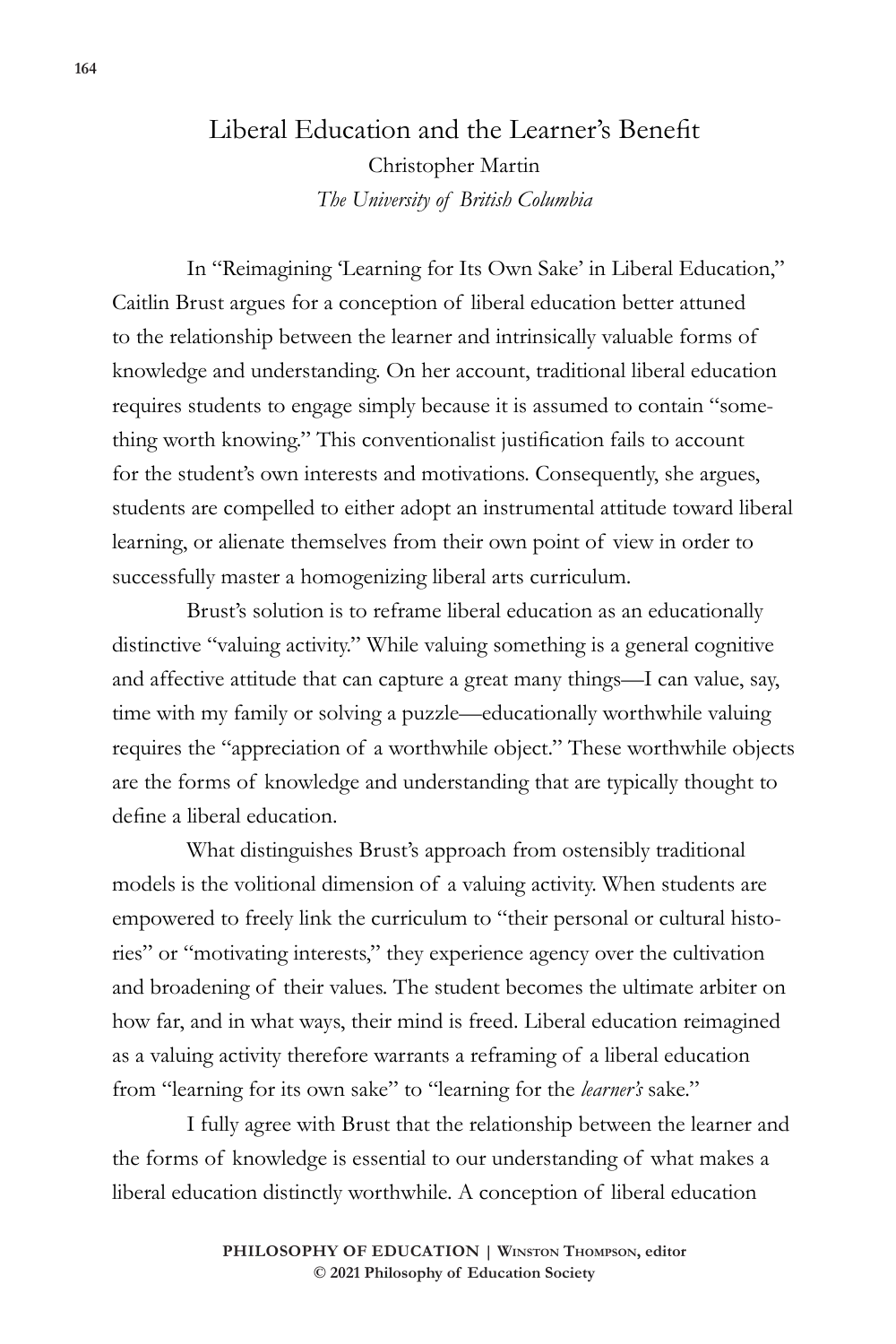# Liberal Education and the Learner's Benefit

Christopher Martin
*The University of British Columbia*

In "Reimagining 'Learning for Its Own Sake' in Liberal Education," Caitlin Brust argues for a conception of liberal education better attuned to the relationship between the learner and intrinsically valuable forms of knowledge and understanding. On her account, traditional liberal education requires students to engage simply because it is assumed to contain "something worth knowing." This conventionalist justification fails to account for the student's own interests and motivations. Consequently, she argues, students are compelled to either adopt an instrumental attitude toward liberal learning, or alienate themselves from their own point of view in order to successfully master a homogenizing liberal arts curriculum.

Brust's solution is to reframe liberal education as an educationally distinctive "valuing activity." While valuing something is a general cognitive and affective attitude that can capture a great many things—I can value, say, time with my family or solving a puzzle—educationally worthwhile valuing requires the "appreciation of a worthwhile object." These worthwhile objects are the forms of knowledge and understanding that are typically thought to define a liberal education.

What distinguishes Brust's approach from ostensibly traditional models is the volitional dimension of a valuing activity. When students are empowered to freely link the curriculum to "their personal or cultural histories" or "motivating interests," they experience agency over the cultivation and broadening of their values. The student becomes the ultimate arbiter on how far, and in what ways, their mind is freed. Liberal education reimagined as a valuing activity therefore warrants a reframing of a liberal education from "learning for its own sake" to "learning for the *learner's* sake."

I fully agree with Brust that the relationship between the learner and the forms of knowledge is essential to our understanding of what makes a liberal education distinctly worthwhile. A conception of liberal education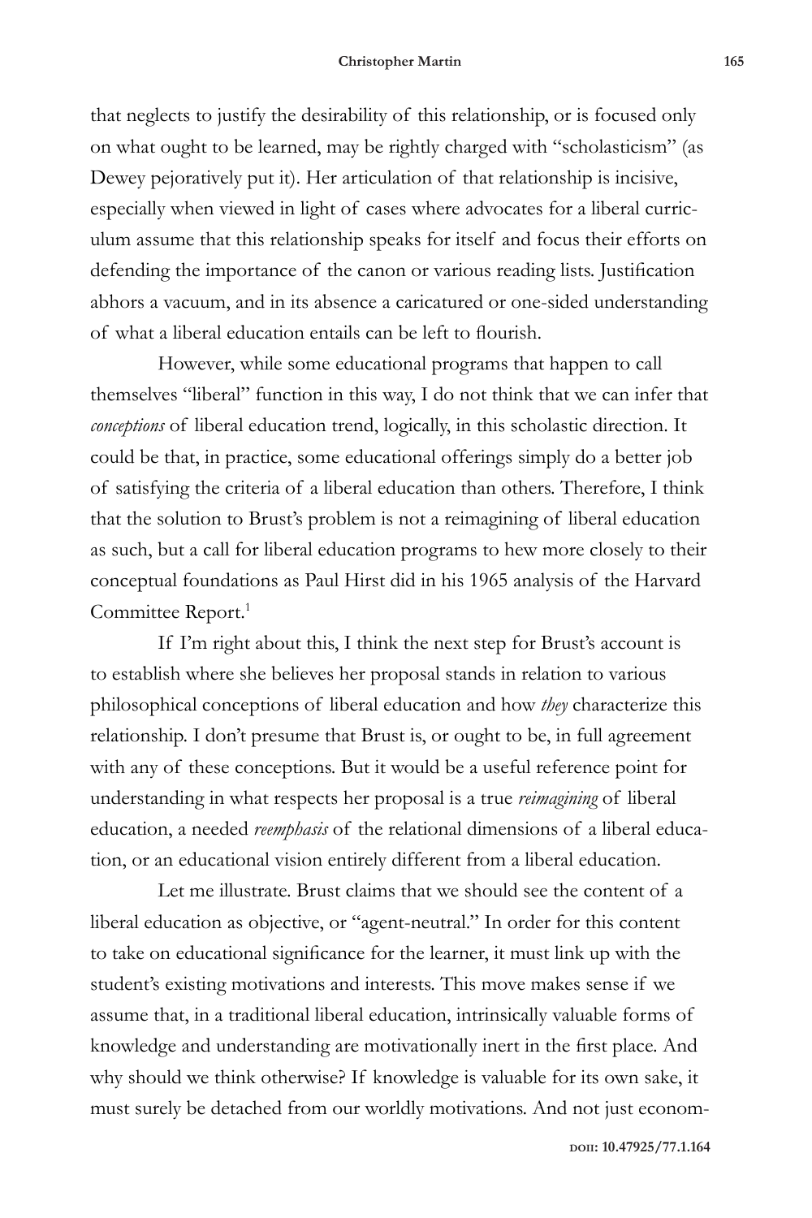that neglects to justify the desirability of this relationship, or is focused only on what ought to be learned, may be rightly charged with "scholasticism" (as Dewey pejoratively put it). Her articulation of that relationship is incisive, especially when viewed in light of cases where advocates for a liberal curriculum assume that this relationship speaks for itself and focus their efforts on defending the importance of the canon or various reading lists. Justification abhors a vacuum, and in its absence a caricatured or one-sided understanding of what a liberal education entails can be left to flourish.

However, while some educational programs that happen to call themselves "liberal" function in this way, I do not think that we can infer that *conceptions* of liberal education trend, logically, in this scholastic direction. It could be that, in practice, some educational offerings simply do a better job of satisfying the criteria of a liberal education than others. Therefore, I think that the solution to Brust's problem is not a reimagining of liberal education as such, but a call for liberal education programs to hew more closely to their conceptual foundations as Paul Hirst did in his 1965 analysis of the Harvard Committee Report.[1]

If I'm right about this, I think the next step for Brust's account is to establish where she believes her proposal stands in relation to various philosophical conceptions of liberal education and how *they* characterize this relationship. I don't presume that Brust is, or ought to be, in full agreement with any of these conceptions. But it would be a useful reference point for understanding in what respects her proposal is a true *reimagining* of liberal education, a needed *reemphasis* of the relational dimensions of a liberal education, or an educational vision entirely different from a liberal education.

Let me illustrate. Brust claims that we should see the content of a liberal education as objective, or "agent-neutral." In order for this content to take on educational significance for the learner, it must link up with the student's existing motivations and interests. This move makes sense if we assume that, in a traditional liberal education, intrinsically valuable forms of knowledge and understanding are motivationally inert in the first place. And why should we think otherwise? If knowledge is valuable for its own sake, it must surely be detached from our worldly motivations. And not just econom-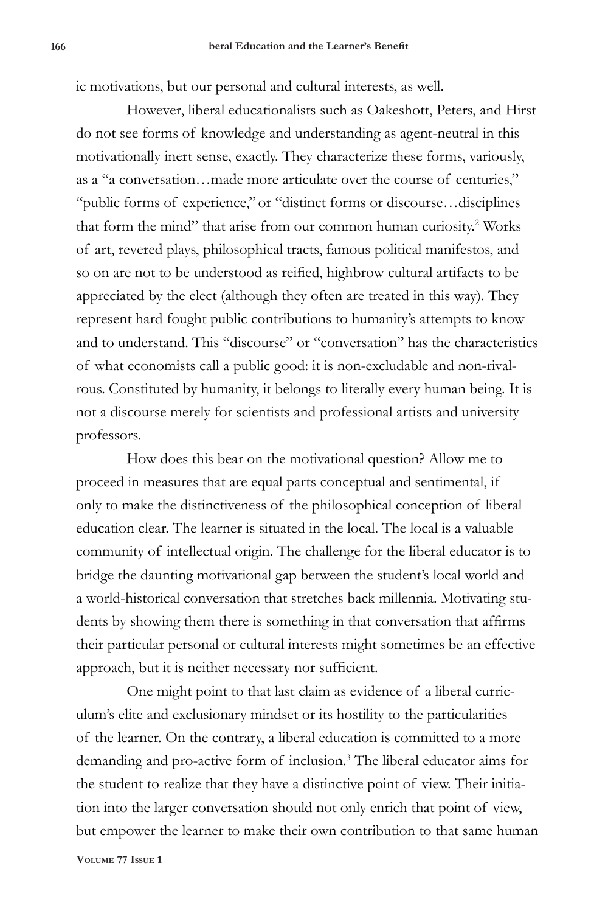ic motivations, but our personal and cultural interests, as well.

However, liberal educationalists such as Oakeshott, Peters, and Hirst do not see forms of knowledge and understanding as agent-neutral in this motivationally inert sense, exactly. They characterize these forms, variously, as a "a conversation…made more articulate over the course of centuries," "public forms of experience," or "distinct forms or discourse…disciplines that form the mind" that arise from our common human curiosity.[2] Works of art, revered plays, philosophical tracts, famous political manifestos, and so on are not to be understood as reified, highbrow cultural artifacts to be appreciated by the elect (although they often are treated in this way). They represent hard fought public contributions to humanity's attempts to know and to understand. This "discourse" or "conversation" has the characteristics of what economists call a public good: it is non-excludable and non-rivalrous. Constituted by humanity, it belongs to literally every human being. It is not a discourse merely for scientists and professional artists and university professors.

How does this bear on the motivational question? Allow me to proceed in measures that are equal parts conceptual and sentimental, if only to make the distinctiveness of the philosophical conception of liberal education clear. The learner is situated in the local. The local is a valuable community of intellectual origin. The challenge for the liberal educator is to bridge the daunting motivational gap between the student's local world and a world-historical conversation that stretches back millennia. Motivating students by showing them there is something in that conversation that affirms their particular personal or cultural interests might sometimes be an effective approach, but it is neither necessary nor sufficient.

One might point to that last claim as evidence of a liberal curriculum's elite and exclusionary mindset or its hostility to the particularities of the learner. On the contrary, a liberal education is committed to a more demanding and pro-active form of inclusion.[3] The liberal educator aims for the student to realize that they have a distinctive point of view. Their initiation into the larger conversation should not only enrich that point of view, but empower the learner to make their own contribution to that same human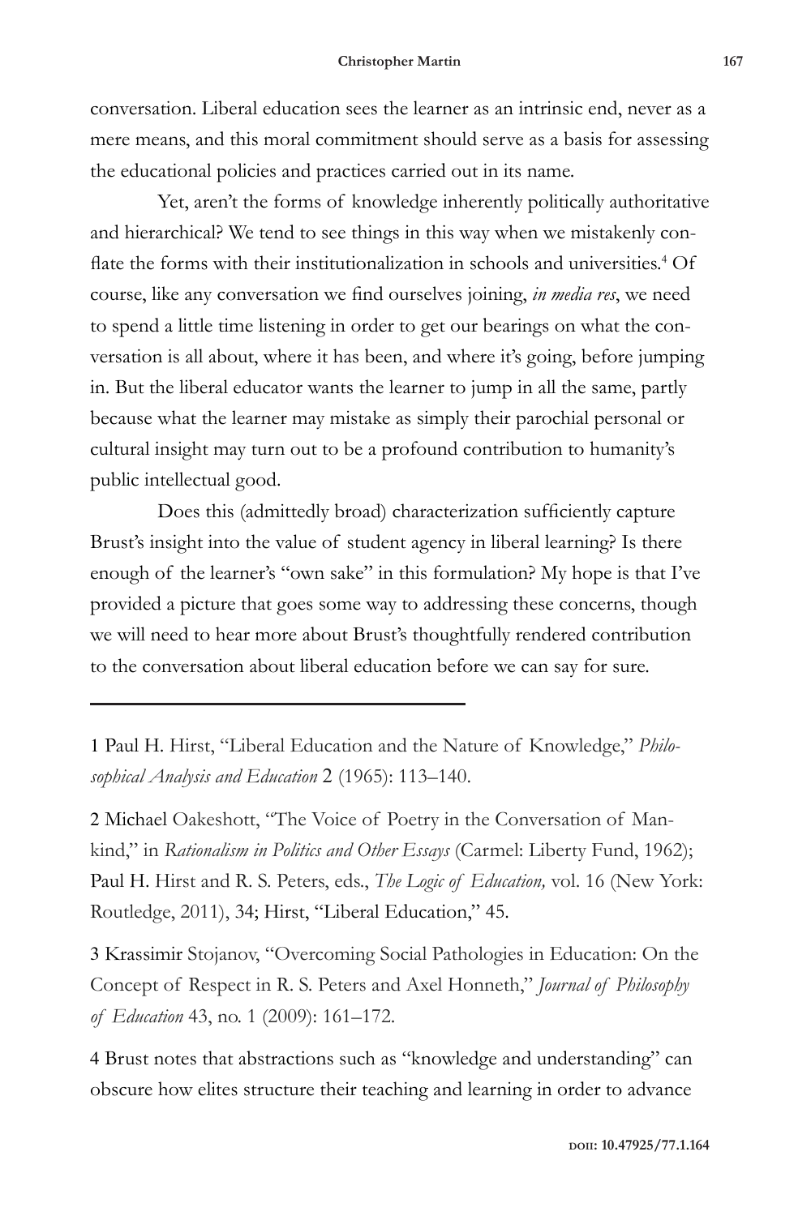conversation. Liberal education sees the learner as an intrinsic end, never as a mere means, and this moral commitment should serve as a basis for assessing the educational policies and practices carried out in its name.

Yet, aren't the forms of knowledge inherently politically authoritative and hierarchical? We tend to see things in this way when we mistakenly conflate the forms with their institutionalization in schools and universities.[4] Of course, like any conversation we find ourselves joining, *in media res*, we need to spend a little time listening in order to get our bearings on what the conversation is all about, where it has been, and where it's going, before jumping in. But the liberal educator wants the learner to jump in all the same, partly because what the learner may mistake as simply their parochial personal or cultural insight may turn out to be a profound contribution to humanity's public intellectual good.

Does this (admittedly broad) characterization sufficiently capture Brust's insight into the value of student agency in liberal learning? Is there enough of the learner's "own sake" in this formulation? My hope is that I've provided a picture that goes some way to addressing these concerns, though we will need to hear more about Brust's thoughtfully rendered contribution to the conversation about liberal education before we can say for sure.

---

1 Paul H. Hirst, "Liberal Education and the Nature of Knowledge," *Philosophical Analysis and Education* 2 (1965): 113–140.

2 Michael Oakeshott, "The Voice of Poetry in the Conversation of Mankind," in *Rationalism in Politics and Other Essays* (Carmel: Liberty Fund, 1962); Paul H. Hirst and R. S. Peters, eds., *The Logic of Education,* vol. 16 (New York: Routledge, 2011), 34; Hirst, "Liberal Education," 45.

3 Krassimir Stojanov, "Overcoming Social Pathologies in Education: On the Concept of Respect in R. S. Peters and Axel Honneth," *Journal of Philosophy of Education* 43, no. 1 (2009): 161–172.

4 Brust notes that abstractions such as "knowledge and understanding" can obscure how elites structure their teaching and learning in order to advance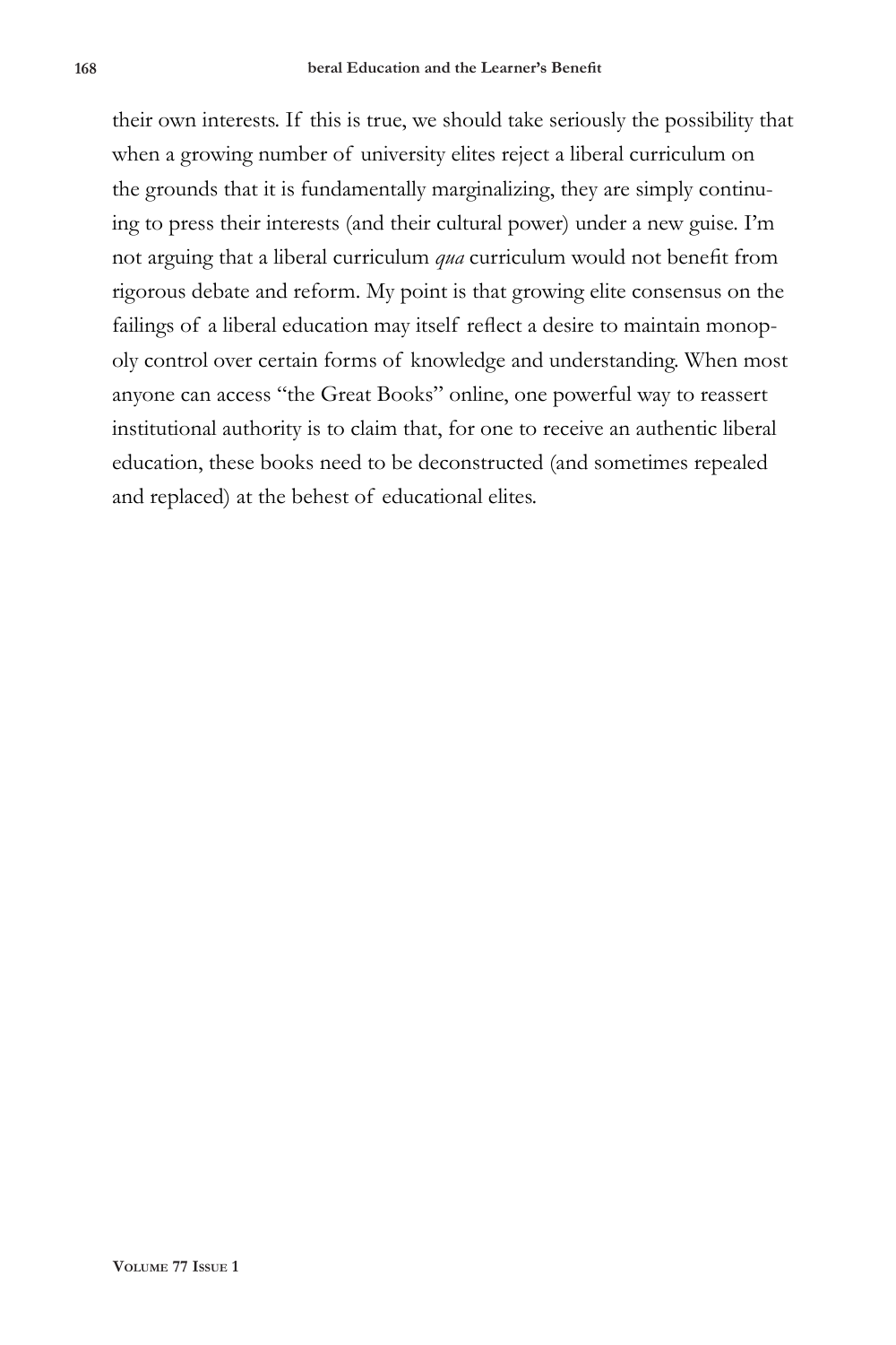their own interests. If this is true, we should take seriously the possibility that when a growing number of university elites reject a liberal curriculum on the grounds that it is fundamentally marginalizing, they are simply continuing to press their interests (and their cultural power) under a new guise. I'm not arguing that a liberal curriculum *qua* curriculum would not benefit from rigorous debate and reform. My point is that growing elite consensus on the failings of a liberal education may itself reflect a desire to maintain monopoly control over certain forms of knowledge and understanding. When most anyone can access "the Great Books" online, one powerful way to reassert institutional authority is to claim that, for one to receive an authentic liberal education, these books need to be deconstructed (and sometimes repealed and replaced) at the behest of educational elites.